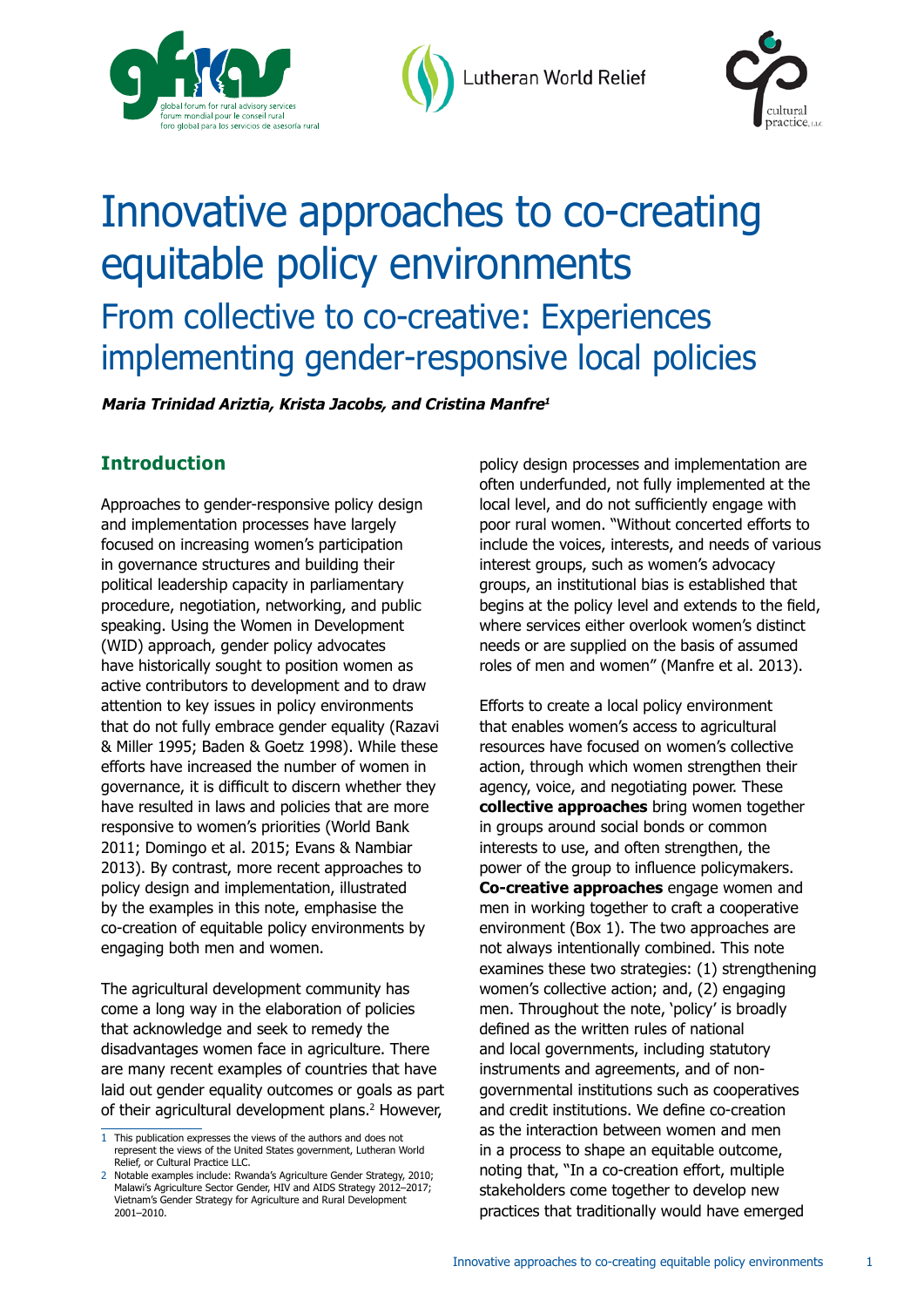# Innovative approaches to co-creating equitable policy environments

## From collective to co-creative: Experiences implementing gender-responsive local policies

***Maria Trinidad Ariztia, Krista Jacobs, and Cristina Manfre[1]***

## Introduction

Approaches to gender-responsive policy design and implementation processes have largely focused on increasing women's participation in governance structures and building their political leadership capacity in parliamentary procedure, negotiation, networking, and public speaking. Using the Women in Development (WID) approach, gender policy advocates have historically sought to position women as active contributors to development and to draw attention to key issues in policy environments that do not fully embrace gender equality (Razavi & Miller 1995; Baden & Goetz 1998). While these efforts have increased the number of women in governance, it is difficult to discern whether they have resulted in laws and policies that are more responsive to women's priorities (World Bank 2011; Domingo et al. 2015; Evans & Nambiar 2013). By contrast, more recent approaches to policy design and implementation, illustrated by the examples in this note, emphasise the co-creation of equitable policy environments by engaging both men and women.

The agricultural development community has come a long way in the elaboration of policies that acknowledge and seek to remedy the disadvantages women face in agriculture. There are many recent examples of countries that have laid out gender equality outcomes or goals as part of their agricultural development plans.[2] However, policy design processes and implementation are often underfunded, not fully implemented at the local level, and do not sufficiently engage with poor rural women. "Without concerted efforts to include the voices, interests, and needs of various interest groups, such as women's advocacy groups, an institutional bias is established that begins at the policy level and extends to the field, where services either overlook women's distinct needs or are supplied on the basis of assumed roles of men and women" (Manfre et al. 2013).

Efforts to create a local policy environment that enables women's access to agricultural resources have focused on women's collective action, through which women strengthen their agency, voice, and negotiating power. These **collective approaches** bring women together in groups around social bonds or common interests to use, and often strengthen, the power of the group to influence policymakers. **Co-creative approaches** engage women and men in working together to craft a cooperative environment (Box 1). The two approaches are not always intentionally combined. This note examines these two strategies: (1) strengthening women's collective action; and, (2) engaging men. Throughout the note, 'policy' is broadly defined as the written rules of national and local governments, including statutory instruments and agreements, and of non-governmental institutions such as cooperatives and credit institutions. We define co-creation as the interaction between women and men in a process to shape an equitable outcome, noting that, "In a co-creation effort, multiple stakeholders come together to develop new practices that traditionally would have emerged

---

1 This publication expresses the views of the authors and does not represent the views of the United States government, Lutheran World Relief, or Cultural Practice LLC.

2 Notable examples include: Rwanda's Agriculture Gender Strategy, 2010; Malawi's Agriculture Sector Gender, HIV and AIDS Strategy 2012–2017; Vietnam's Gender Strategy for Agriculture and Rural Development 2001–2010.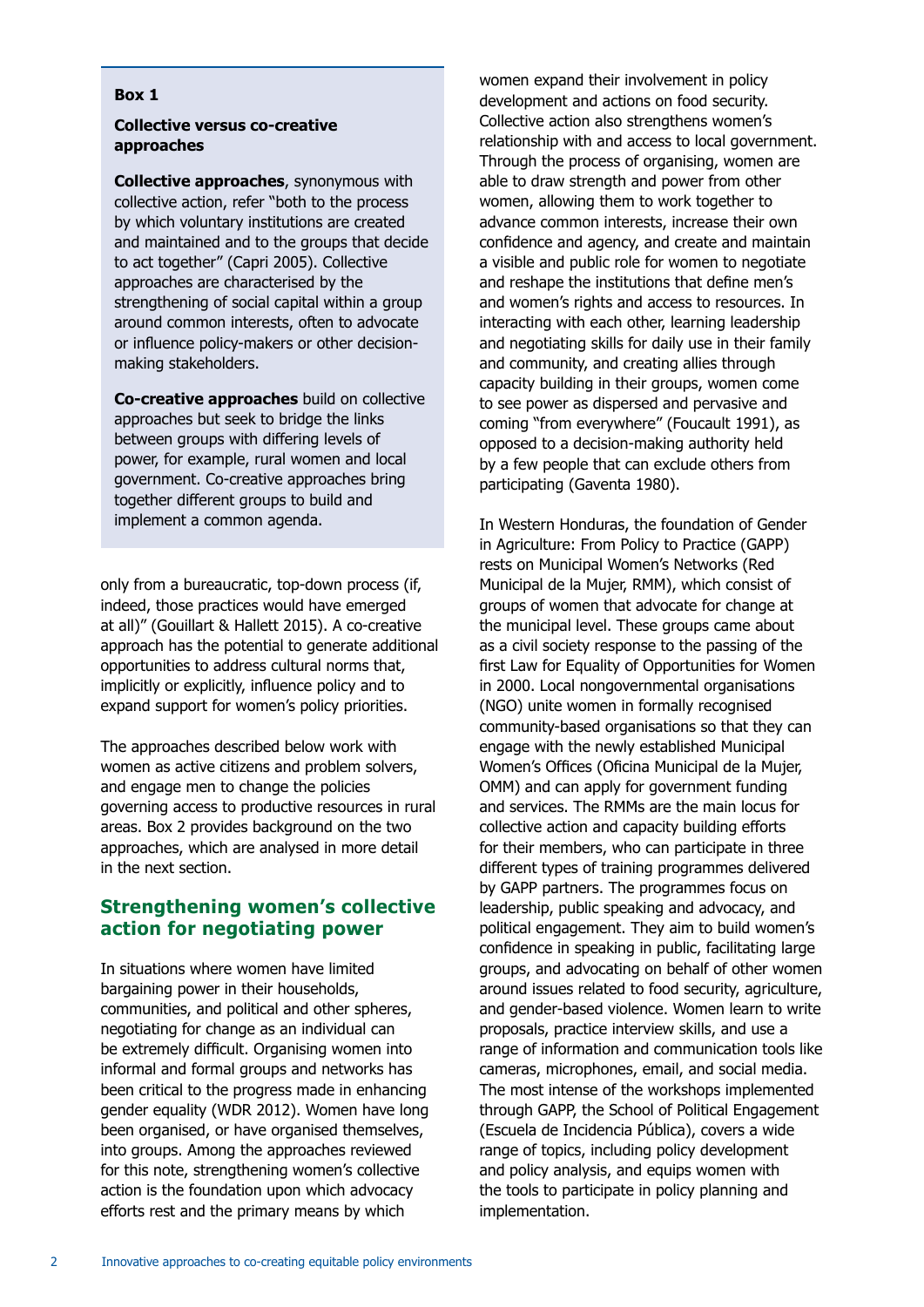> **Box 1**
>
> **Collective versus co-creative approaches**
>
> **Collective approaches**, synonymous with collective action, refer "both to the process by which voluntary institutions are created and maintained and to the groups that decide to act together" (Capri 2005). Collective approaches are characterised by the strengthening of social capital within a group around common interests, often to advocate or influence policy-makers or other decision-making stakeholders.
>
> **Co-creative approaches** build on collective approaches but seek to bridge the links between groups with differing levels of power, for example, rural women and local government. Co-creative approaches bring together different groups to build and implement a common agenda.

only from a bureaucratic, top-down process (if, indeed, those practices would have emerged at all)" (Gouillart & Hallett 2015). A co-creative approach has the potential to generate additional opportunities to address cultural norms that, implicitly or explicitly, influence policy and to expand support for women's policy priorities.

The approaches described below work with women as active citizens and problem solvers, and engage men to change the policies governing access to productive resources in rural areas. Box 2 provides background on the two approaches, which are analysed in more detail in the next section.

## Strengthening women's collective action for negotiating power

In situations where women have limited bargaining power in their households, communities, and political and other spheres, negotiating for change as an individual can be extremely difficult. Organising women into informal and formal groups and networks has been critical to the progress made in enhancing gender equality (WDR 2012). Women have long been organised, or have organised themselves, into groups. Among the approaches reviewed for this note, strengthening women's collective action is the foundation upon which advocacy efforts rest and the primary means by which women expand their involvement in policy development and actions on food security. Collective action also strengthens women's relationship with and access to local government. Through the process of organising, women are able to draw strength and power from other women, allowing them to work together to advance common interests, increase their own confidence and agency, and create and maintain a visible and public role for women to negotiate and reshape the institutions that define men's and women's rights and access to resources. In interacting with each other, learning leadership and negotiating skills for daily use in their family and community, and creating allies through capacity building in their groups, women come to see power as dispersed and pervasive and coming "from everywhere" (Foucault 1991), as opposed to a decision-making authority held by a few people that can exclude others from participating (Gaventa 1980).

In Western Honduras, the foundation of Gender in Agriculture: From Policy to Practice (GAPP) rests on Municipal Women's Networks (Red Municipal de la Mujer, RMM), which consist of groups of women that advocate for change at the municipal level. These groups came about as a civil society response to the passing of the first Law for Equality of Opportunities for Women in 2000. Local nongovernmental organisations (NGO) unite women in formally recognised community-based organisations so that they can engage with the newly established Municipal Women's Offices (Oficina Municipal de la Mujer, OMM) and can apply for government funding and services. The RMMs are the main locus for collective action and capacity building efforts for their members, who can participate in three different types of training programmes delivered by GAPP partners. The programmes focus on leadership, public speaking and advocacy, and political engagement. They aim to build women's confidence in speaking in public, facilitating large groups, and advocating on behalf of other women around issues related to food security, agriculture, and gender-based violence. Women learn to write proposals, practice interview skills, and use a range of information and communication tools like cameras, microphones, email, and social media. The most intense of the workshops implemented through GAPP, the School of Political Engagement (Escuela de Incidencia Pública), covers a wide range of topics, including policy development and policy analysis, and equips women with the tools to participate in policy planning and implementation.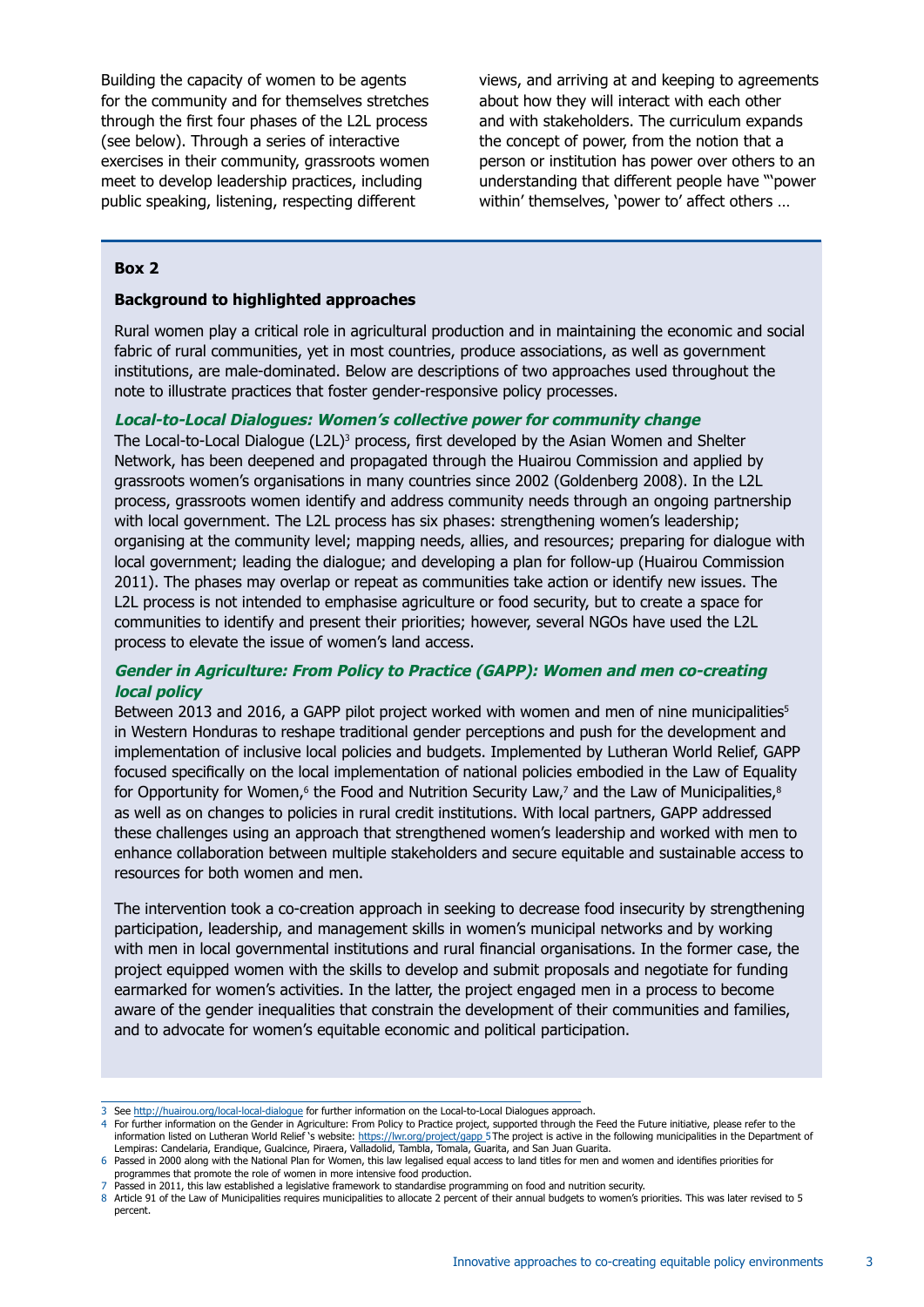Building the capacity of women to be agents for the community and for themselves stretches through the first four phases of the L2L process (see below). Through a series of interactive exercises in their community, grassroots women meet to develop leadership practices, including public speaking, listening, respecting different views, and arriving at and keeping to agreements about how they will interact with each other and with stakeholders. The curriculum expands the concept of power, from the notion that a person or institution has power over others to an understanding that different people have "'power within' themselves, 'power to' affect others …

---

**Box 2**

**Background to highlighted approaches**

Rural women play a critical role in agricultural production and in maintaining the economic and social fabric of rural communities, yet in most countries, produce associations, as well as government institutions, are male-dominated. Below are descriptions of two approaches used throughout the note to illustrate practices that foster gender-responsive policy processes.

***Local-to-Local Dialogues: Women's collective power for community change***

The Local-to-Local Dialogue (L2L)[3] process, first developed by the Asian Women and Shelter Network, has been deepened and propagated through the Huairou Commission and applied by grassroots women's organisations in many countries since 2002 (Goldenberg 2008). In the L2L process, grassroots women identify and address community needs through an ongoing partnership with local government. The L2L process has six phases: strengthening women's leadership; organising at the community level; mapping needs, allies, and resources; preparing for dialogue with local government; leading the dialogue; and developing a plan for follow-up (Huairou Commission 2011). The phases may overlap or repeat as communities take action or identify new issues. The L2L process is not intended to emphasise agriculture or food security, but to create a space for communities to identify and present their priorities; however, several NGOs have used the L2L process to elevate the issue of women's land access.

***Gender in Agriculture: From Policy to Practice (GAPP): Women and men co-creating local policy***

Between 2013 and 2016, a GAPP pilot project worked with women and men of nine municipalities[5] in Western Honduras to reshape traditional gender perceptions and push for the development and implementation of inclusive local policies and budgets. Implemented by Lutheran World Relief, GAPP focused specifically on the local implementation of national policies embodied in the Law of Equality for Opportunity for Women,[6] the Food and Nutrition Security Law,[7] and the Law of Municipalities,[8] as well as on changes to policies in rural credit institutions. With local partners, GAPP addressed these challenges using an approach that strengthened women's leadership and worked with men to enhance collaboration between multiple stakeholders and secure equitable and sustainable access to resources for both women and men.

The intervention took a co-creation approach in seeking to decrease food insecurity by strengthening participation, leadership, and management skills in women's municipal networks and by working with men in local governmental institutions and rural financial organisations. In the former case, the project equipped women with the skills to develop and submit proposals and negotiate for funding earmarked for women's activities. In the latter, the project engaged men in a process to become aware of the gender inequalities that constrain the development of their communities and families, and to advocate for women's equitable economic and political participation.

---

3 See http://huairou.org/local-local-dialogue for further information on the Local-to-Local Dialogues approach.

4 For further information on the Gender in Agriculture: From Policy to Practice project, supported through the Feed the Future initiative, please refer to the information listed on Lutheran World Relief 's website: https://lwr.org/project/gapp 5 The project is active in the following municipalities in the Department of Lempiras: Candelaria, Erandique, Gualcince, Piraera, Valladolid, Tambla, Tomala, Guarita, and San Juan Guarita.

6 Passed in 2000 along with the National Plan for Women, this law legalised equal access to land titles for men and women and identifies priorities for programmes that promote the role of women in more intensive food production.

7 Passed in 2011, this law established a legislative framework to standardise programming on food and nutrition security.

8 Article 91 of the Law of Municipalities requires municipalities to allocate 2 percent of their annual budgets to women's priorities. This was later revised to 5 percent.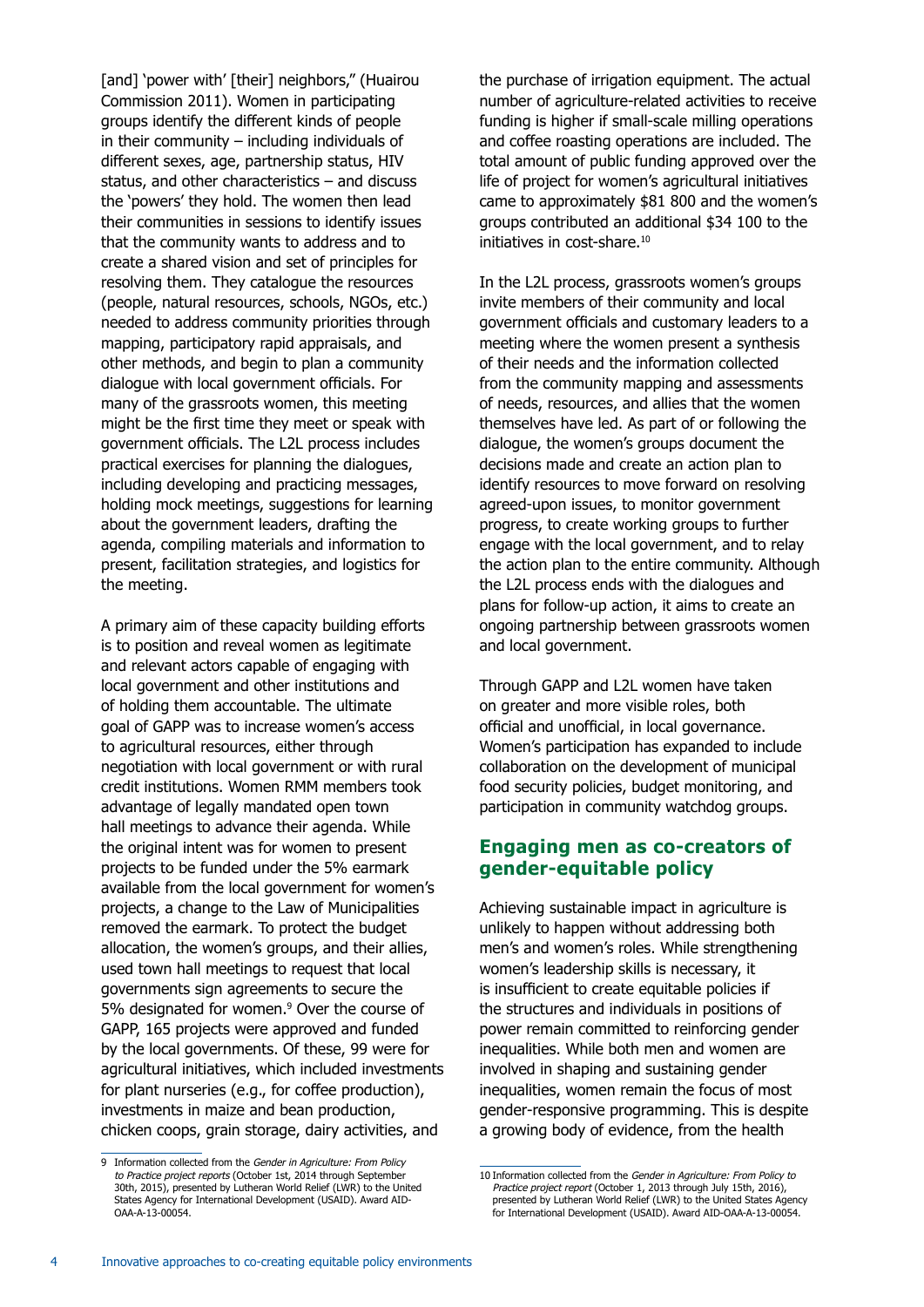[and] 'power with' [their] neighbors," (Huairou Commission 2011). Women in participating groups identify the different kinds of people in their community – including individuals of different sexes, age, partnership status, HIV status, and other characteristics – and discuss the 'powers' they hold. The women then lead their communities in sessions to identify issues that the community wants to address and to create a shared vision and set of principles for resolving them. They catalogue the resources (people, natural resources, schools, NGOs, etc.) needed to address community priorities through mapping, participatory rapid appraisals, and other methods, and begin to plan a community dialogue with local government officials. For many of the grassroots women, this meeting might be the first time they meet or speak with government officials. The L2L process includes practical exercises for planning the dialogues, including developing and practicing messages, holding mock meetings, suggestions for learning about the government leaders, drafting the agenda, compiling materials and information to present, facilitation strategies, and logistics for the meeting.

A primary aim of these capacity building efforts is to position and reveal women as legitimate and relevant actors capable of engaging with local government and other institutions and of holding them accountable. The ultimate goal of GAPP was to increase women's access to agricultural resources, either through negotiation with local government or with rural credit institutions. Women RMM members took advantage of legally mandated open town hall meetings to advance their agenda. While the original intent was for women to present projects to be funded under the 5% earmark available from the local government for women's projects, a change to the Law of Municipalities removed the earmark. To protect the budget allocation, the women's groups, and their allies, used town hall meetings to request that local governments sign agreements to secure the 5% designated for women.[9] Over the course of GAPP, 165 projects were approved and funded by the local governments. Of these, 99 were for agricultural initiatives, which included investments for plant nurseries (e.g., for coffee production), investments in maize and bean production, chicken coops, grain storage, dairy activities, and the purchase of irrigation equipment. The actual number of agriculture-related activities to receive funding is higher if small-scale milling operations and coffee roasting operations are included. The total amount of public funding approved over the life of project for women's agricultural initiatives came to approximately $81 800 and the women's groups contributed an additional $34 100 to the initiatives in cost-share.[10]

In the L2L process, grassroots women's groups invite members of their community and local government officials and customary leaders to a meeting where the women present a synthesis of their needs and the information collected from the community mapping and assessments of needs, resources, and allies that the women themselves have led. As part of or following the dialogue, the women's groups document the decisions made and create an action plan to identify resources to move forward on resolving agreed-upon issues, to monitor government progress, to create working groups to further engage with the local government, and to relay the action plan to the entire community. Although the L2L process ends with the dialogues and plans for follow-up action, it aims to create an ongoing partnership between grassroots women and local government.

Through GAPP and L2L women have taken on greater and more visible roles, both official and unofficial, in local governance. Women's participation has expanded to include collaboration on the development of municipal food security policies, budget monitoring, and participation in community watchdog groups.

## Engaging men as co-creators of gender-equitable policy

Achieving sustainable impact in agriculture is unlikely to happen without addressing both men's and women's roles. While strengthening women's leadership skills is necessary, it is insufficient to create equitable policies if the structures and individuals in positions of power remain committed to reinforcing gender inequalities. While both men and women are involved in shaping and sustaining gender inequalities, women remain the focus of most gender-responsive programming. This is despite a growing body of evidence, from the health

---

9 Information collected from the *Gender in Agriculture: From Policy to Practice project reports* (October 1st, 2014 through September 30th, 2015), presented by Lutheran World Relief (LWR) to the United States Agency for International Development (USAID). Award AID-OAA-A-13-00054.

10 Information collected from the *Gender in Agriculture: From Policy to Practice project report* (October 1, 2013 through July 15th, 2016), presented by Lutheran World Relief (LWR) to the United States Agency for International Development (USAID). Award AID-OAA-A-13-00054.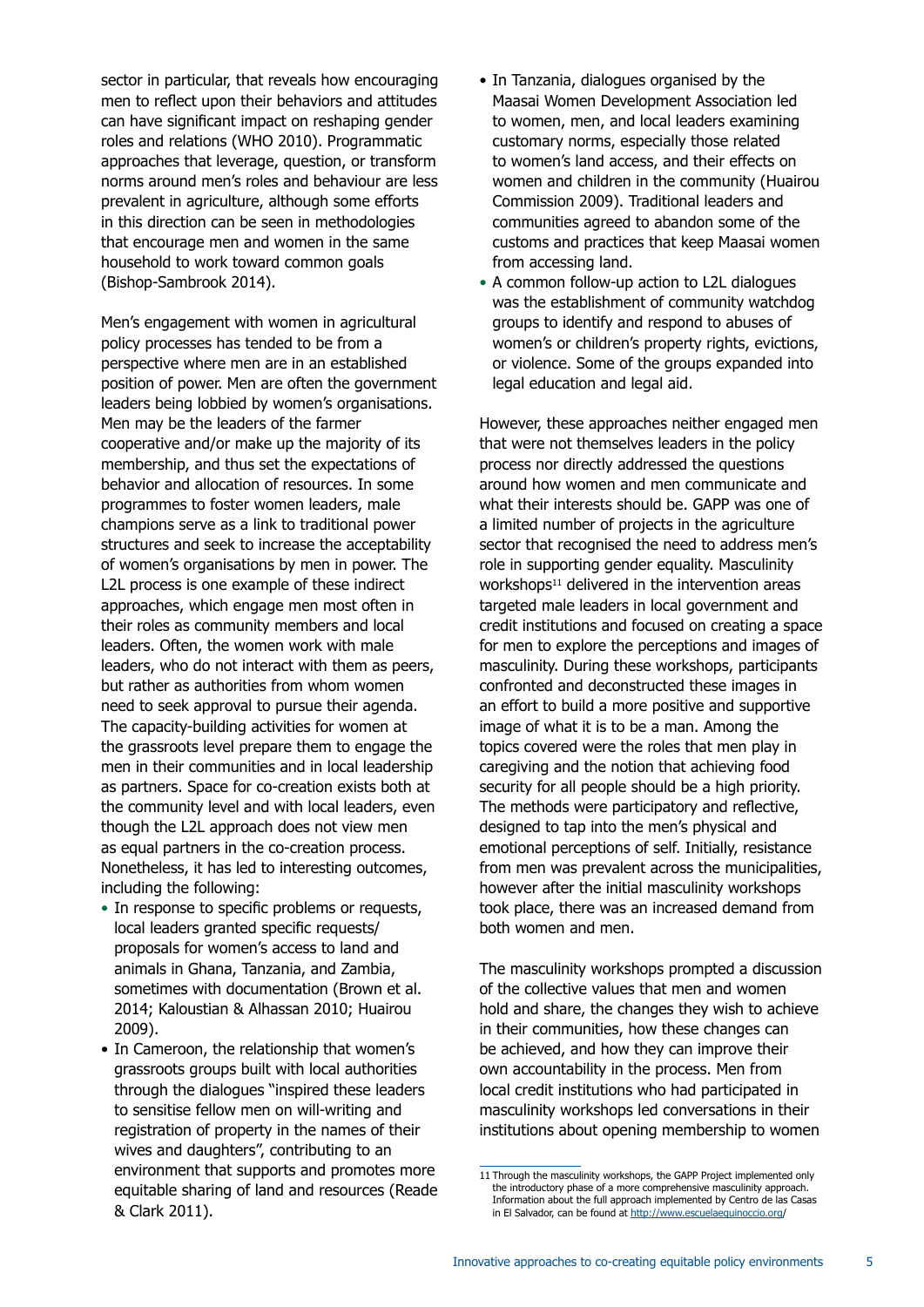sector in particular, that reveals how encouraging men to reflect upon their behaviors and attitudes can have significant impact on reshaping gender roles and relations (WHO 2010). Programmatic approaches that leverage, question, or transform norms around men's roles and behaviour are less prevalent in agriculture, although some efforts in this direction can be seen in methodologies that encourage men and women in the same household to work toward common goals (Bishop-Sambrook 2014).

Men's engagement with women in agricultural policy processes has tended to be from a perspective where men are in an established position of power. Men are often the government leaders being lobbied by women's organisations. Men may be the leaders of the farmer cooperative and/or make up the majority of its membership, and thus set the expectations of behavior and allocation of resources. In some programmes to foster women leaders, male champions serve as a link to traditional power structures and seek to increase the acceptability of women's organisations by men in power. The L2L process is one example of these indirect approaches, which engage men most often in their roles as community members and local leaders. Often, the women work with male leaders, who do not interact with them as peers, but rather as authorities from whom women need to seek approval to pursue their agenda. The capacity-building activities for women at the grassroots level prepare them to engage the men in their communities and in local leadership as partners. Space for co-creation exists both at the community level and with local leaders, even though the L2L approach does not view men as equal partners in the co-creation process. Nonetheless, it has led to interesting outcomes, including the following:

- In response to specific problems or requests, local leaders granted specific requests/proposals for women's access to land and animals in Ghana, Tanzania, and Zambia, sometimes with documentation (Brown et al. 2014; Kaloustian & Alhassan 2010; Huairou 2009).
- In Cameroon, the relationship that women's grassroots groups built with local authorities through the dialogues "inspired these leaders to sensitise fellow men on will-writing and registration of property in the names of their wives and daughters", contributing to an environment that supports and promotes more equitable sharing of land and resources (Reade & Clark 2011).
- In Tanzania, dialogues organised by the Maasai Women Development Association led to women, men, and local leaders examining customary norms, especially those related to women's land access, and their effects on women and children in the community (Huairou Commission 2009). Traditional leaders and communities agreed to abandon some of the customs and practices that keep Maasai women from accessing land.
- A common follow-up action to L2L dialogues was the establishment of community watchdog groups to identify and respond to abuses of women's or children's property rights, evictions, or violence. Some of the groups expanded into legal education and legal aid.

However, these approaches neither engaged men that were not themselves leaders in the policy process nor directly addressed the questions around how women and men communicate and what their interests should be. GAPP was one of a limited number of projects in the agriculture sector that recognised the need to address men's role in supporting gender equality. Masculinity workshops[11] delivered in the intervention areas targeted male leaders in local government and credit institutions and focused on creating a space for men to explore the perceptions and images of masculinity. During these workshops, participants confronted and deconstructed these images in an effort to build a more positive and supportive image of what it is to be a man. Among the topics covered were the roles that men play in caregiving and the notion that achieving food security for all people should be a high priority. The methods were participatory and reflective, designed to tap into the men's physical and emotional perceptions of self. Initially, resistance from men was prevalent across the municipalities, however after the initial masculinity workshops took place, there was an increased demand from both women and men.

The masculinity workshops prompted a discussion of the collective values that men and women hold and share, the changes they wish to achieve in their communities, how these changes can be achieved, and how they can improve their own accountability in the process. Men from local credit institutions who had participated in masculinity workshops led conversations in their institutions about opening membership to women

---

11 Through the masculinity workshops, the GAPP Project implemented only the introductory phase of a more comprehensive masculinity approach. Information about the full approach implemented by Centro de las Casas in El Salvador, can be found at http://www.escuelaequinoccio.org/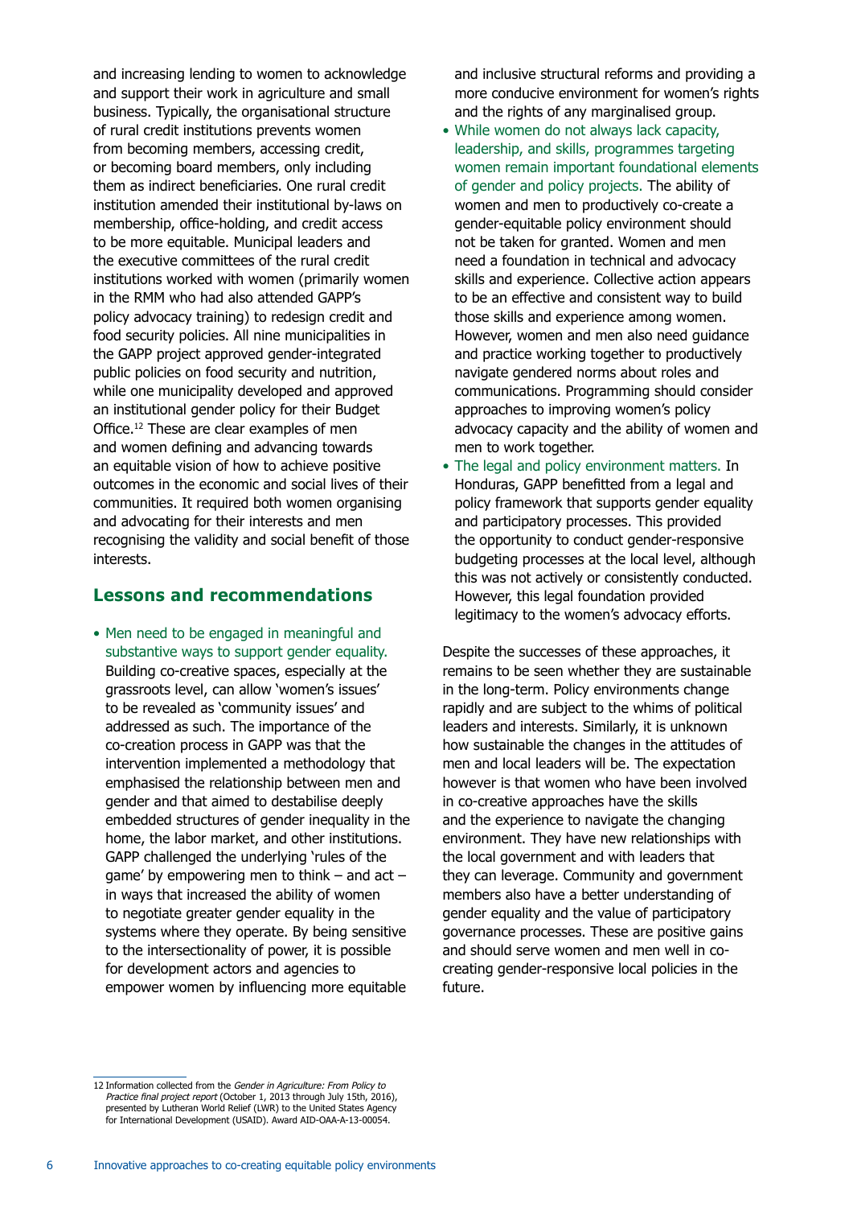and increasing lending to women to acknowledge and support their work in agriculture and small business. Typically, the organisational structure of rural credit institutions prevents women from becoming members, accessing credit, or becoming board members, only including them as indirect beneficiaries. One rural credit institution amended their institutional by-laws on membership, office-holding, and credit access to be more equitable. Municipal leaders and the executive committees of the rural credit institutions worked with women (primarily women in the RMM who had also attended GAPP's policy advocacy training) to redesign credit and food security policies. All nine municipalities in the GAPP project approved gender-integrated public policies on food security and nutrition, while one municipality developed and approved an institutional gender policy for their Budget Office.[12] These are clear examples of men and women defining and advancing towards an equitable vision of how to achieve positive outcomes in the economic and social lives of their communities. It required both women organising and advocating for their interests and men recognising the validity and social benefit of those interests.

## Lessons and recommendations

- Men need to be engaged in meaningful and substantive ways to support gender equality. Building co-creative spaces, especially at the grassroots level, can allow 'women's issues' to be revealed as 'community issues' and addressed as such. The importance of the co-creation process in GAPP was that the intervention implemented a methodology that emphasised the relationship between men and gender and that aimed to destabilise deeply embedded structures of gender inequality in the home, the labor market, and other institutions. GAPP challenged the underlying 'rules of the game' by empowering men to think – and act – in ways that increased the ability of women to negotiate greater gender equality in the systems where they operate. By being sensitive to the intersectionality of power, it is possible for development actors and agencies to empower women by influencing more equitable and inclusive structural reforms and providing a more conducive environment for women's rights and the rights of any marginalised group.
- While women do not always lack capacity, leadership, and skills, programmes targeting women remain important foundational elements of gender and policy projects. The ability of women and men to productively co-create a gender-equitable policy environment should not be taken for granted. Women and men need a foundation in technical and advocacy skills and experience. Collective action appears to be an effective and consistent way to build those skills and experience among women. However, women and men also need guidance and practice working together to productively navigate gendered norms about roles and communications. Programming should consider approaches to improving women's policy advocacy capacity and the ability of women and men to work together.
- The legal and policy environment matters. In Honduras, GAPP benefitted from a legal and policy framework that supports gender equality and participatory processes. This provided the opportunity to conduct gender-responsive budgeting processes at the local level, although this was not actively or consistently conducted. However, this legal foundation provided legitimacy to the women's advocacy efforts.

Despite the successes of these approaches, it remains to be seen whether they are sustainable in the long-term. Policy environments change rapidly and are subject to the whims of political leaders and interests. Similarly, it is unknown how sustainable the changes in the attitudes of men and local leaders will be. The expectation however is that women who have been involved in co-creative approaches have the skills and the experience to navigate the changing environment. They have new relationships with the local government and with leaders that they can leverage. Community and government members also have a better understanding of gender equality and the value of participatory governance processes. These are positive gains and should serve women and men well in co-creating gender-responsive local policies in the future.

---

12 Information collected from the *Gender in Agriculture: From Policy to Practice final project report* (October 1, 2013 through July 15th, 2016), presented by Lutheran World Relief (LWR) to the United States Agency for International Development (USAID). Award AID-OAA-A-13-00054.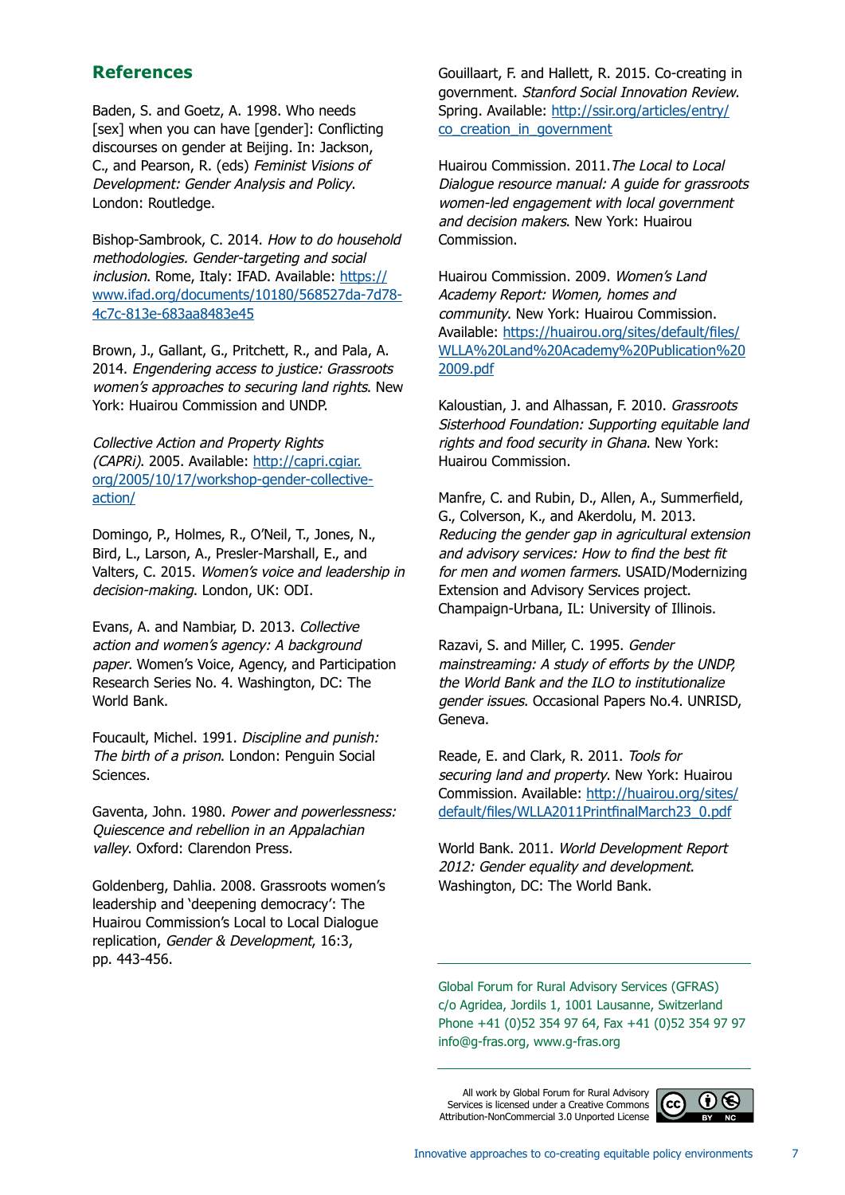## References

Baden, S. and Goetz, A. 1998. Who needs [sex] when you can have [gender]: Conflicting discourses on gender at Beijing. In: Jackson, C., and Pearson, R. (eds) *Feminist Visions of Development: Gender Analysis and Policy*. London: Routledge.

Bishop-Sambrook, C. 2014. *How to do household methodologies. Gender-targeting and social inclusion*. Rome, Italy: IFAD. Available: https://www.ifad.org/documents/10180/568527da-7d78-4c7c-813e-683aa8483e45

Brown, J., Gallant, G., Pritchett, R., and Pala, A. 2014. *Engendering access to justice: Grassroots women's approaches to securing land rights*. New York: Huairou Commission and UNDP.

*Collective Action and Property Rights (CAPRi)*. 2005. Available: http://capri.cgiar.org/2005/10/17/workshop-gender-collective-action/

Domingo, P., Holmes, R., O'Neil, T., Jones, N., Bird, L., Larson, A., Presler-Marshall, E., and Valters, C. 2015. *Women's voice and leadership in decision-making*. London, UK: ODI.

Evans, A. and Nambiar, D. 2013. *Collective action and women's agency: A background paper*. Women's Voice, Agency, and Participation Research Series No. 4. Washington, DC: The World Bank.

Foucault, Michel. 1991. *Discipline and punish: The birth of a prison*. London: Penguin Social Sciences.

Gaventa, John. 1980. *Power and powerlessness: Quiescence and rebellion in an Appalachian valley*. Oxford: Clarendon Press.

Goldenberg, Dahlia. 2008. Grassroots women's leadership and 'deepening democracy': The Huairou Commission's Local to Local Dialogue replication, *Gender & Development*, 16:3, pp. 443-456.

Gouillaart, F. and Hallett, R. 2015. Co-creating in government. *Stanford Social Innovation Review*. Spring. Available: http://ssir.org/articles/entry/co_creation_in_government

Huairou Commission. 2011. *The Local to Local Dialogue resource manual: A guide for grassroots women-led engagement with local government and decision makers*. New York: Huairou Commission.

Huairou Commission. 2009. *Women's Land Academy Report: Women, homes and community*. New York: Huairou Commission. Available: https://huairou.org/sites/default/files/WLLA%20Land%20Academy%20Publication%202009.pdf

Kaloustian, J. and Alhassan, F. 2010. *Grassroots Sisterhood Foundation: Supporting equitable land rights and food security in Ghana*. New York: Huairou Commission.

Manfre, C. and Rubin, D., Allen, A., Summerfield, G., Colverson, K., and Akerdolu, M. 2013. *Reducing the gender gap in agricultural extension and advisory services: How to find the best fit for men and women farmers*. USAID/Modernizing Extension and Advisory Services project. Champaign-Urbana, IL: University of Illinois.

Razavi, S. and Miller, C. 1995. *Gender mainstreaming: A study of efforts by the UNDP, the World Bank and the ILO to institutionalize gender issues*. Occasional Papers No.4. UNRISD, Geneva.

Reade, E. and Clark, R. 2011. *Tools for securing land and property*. New York: Huairou Commission. Available: http://huairou.org/sites/default/files/WLLA2011PrintfinalMarch23_0.pdf

World Bank. 2011. *World Development Report 2012: Gender equality and development*. Washington, DC: The World Bank.

---

Global Forum for Rural Advisory Services (GFRAS)
c/o Agridea, Jordils 1, 1001 Lausanne, Switzerland
Phone +41 (0)52 354 97 64, Fax +41 (0)52 354 97 97
info@g-fras.org, www.g-fras.org

---

All work by Global Forum for Rural Advisory Services is licensed under a Creative Commons Attribution-NonCommercial 3.0 Unported License